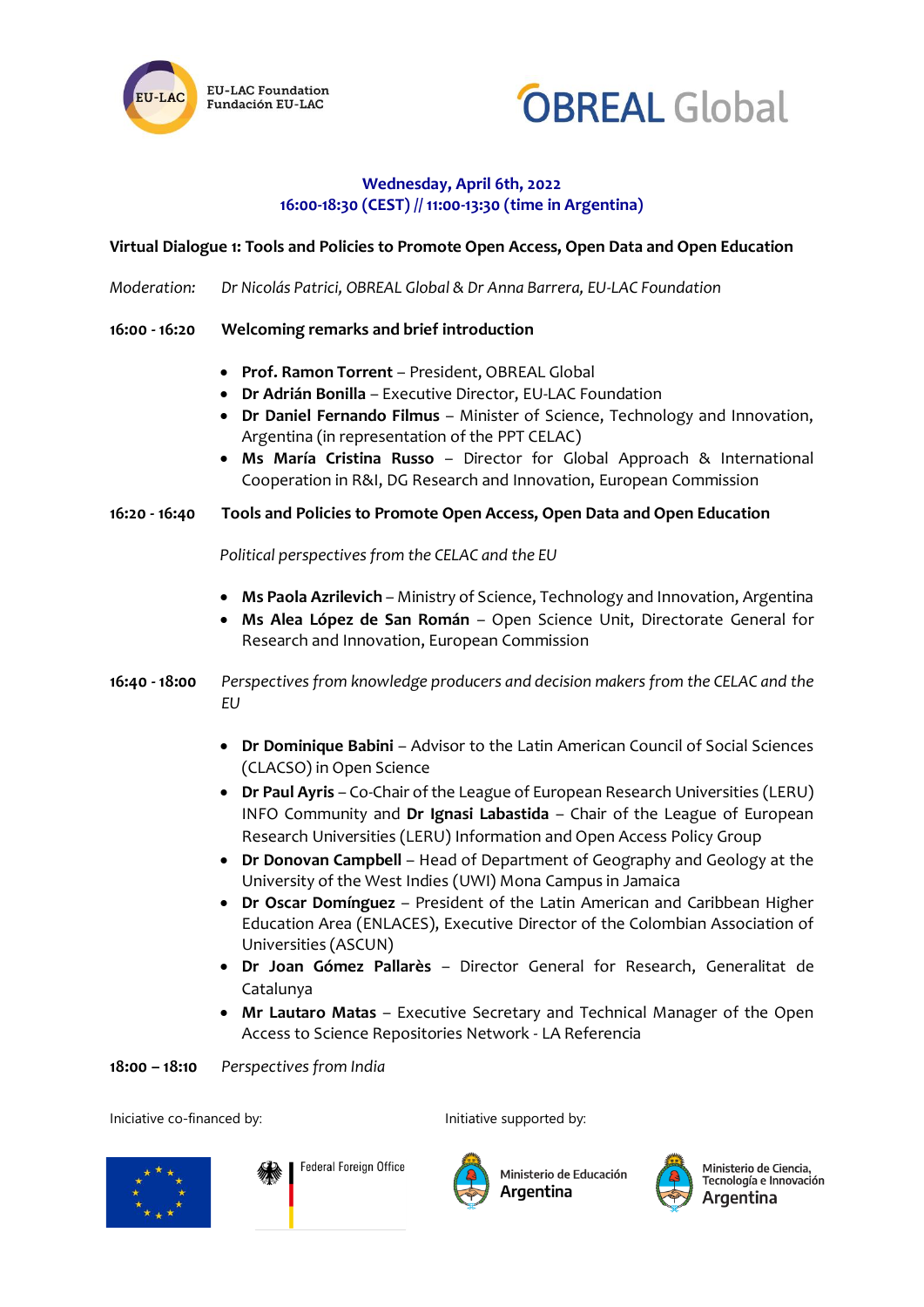EU-LAC Foundation
Fundación EU-LAC

OBREAL Global

**Wednesday, April 6th, 2022**
**16:00-18:30 (CEST) // 11:00-13:30 (time in Argentina)**

## Virtual Dialogue 1: Tools and Policies to Promote Open Access, Open Data and Open Education

*Moderation:* *Dr Nicolás Patrici, OBREAL Global & Dr Anna Barrera, EU-LAC Foundation*

**16:00 - 16:20** **Welcoming remarks and brief introduction**

- **Prof. Ramon Torrent** – President, OBREAL Global
- **Dr Adrián Bonilla** – Executive Director, EU-LAC Foundation
- **Dr Daniel Fernando Filmus** – Minister of Science, Technology and Innovation, Argentina (in representation of the PPT CELAC)
- **Ms María Cristina Russo** – Director for Global Approach & International Cooperation in R&I, DG Research and Innovation, European Commission

**16:20 - 16:40** **Tools and Policies to Promote Open Access, Open Data and Open Education**

*Political perspectives from the CELAC and the EU*

- **Ms Paola Azrilevich** – Ministry of Science, Technology and Innovation, Argentina
- **Ms Alea López de San Román** – Open Science Unit, Directorate General for Research and Innovation, European Commission

**16:40 - 18:00** *Perspectives from knowledge producers and decision makers from the CELAC and the EU*

- **Dr Dominique Babini** – Advisor to the Latin American Council of Social Sciences (CLACSO) in Open Science
- **Dr Paul Ayris** – Co-Chair of the League of European Research Universities (LERU) INFO Community and **Dr Ignasi Labastida** – Chair of the League of European Research Universities (LERU) Information and Open Access Policy Group
- **Dr Donovan Campbell** – Head of Department of Geography and Geology at the University of the West Indies (UWI) Mona Campus in Jamaica
- **Dr Oscar Domínguez** – President of the Latin American and Caribbean Higher Education Area (ENLACES), Executive Director of the Colombian Association of Universities (ASCUN)
- **Dr Joan Gómez Pallarès** – Director General for Research, Generalitat de Catalunya
- **Mr Lautaro Matas** – Executive Secretary and Technical Manager of the Open Access to Science Repositories Network - LA Referencia

**18:00 – 18:10** *Perspectives from India*

Iniciative co-financed by: Federal Foreign Office

Initiative supported by: Ministerio de Educación Argentina; Ministerio de Ciencia, Tecnología e Innovación Argentina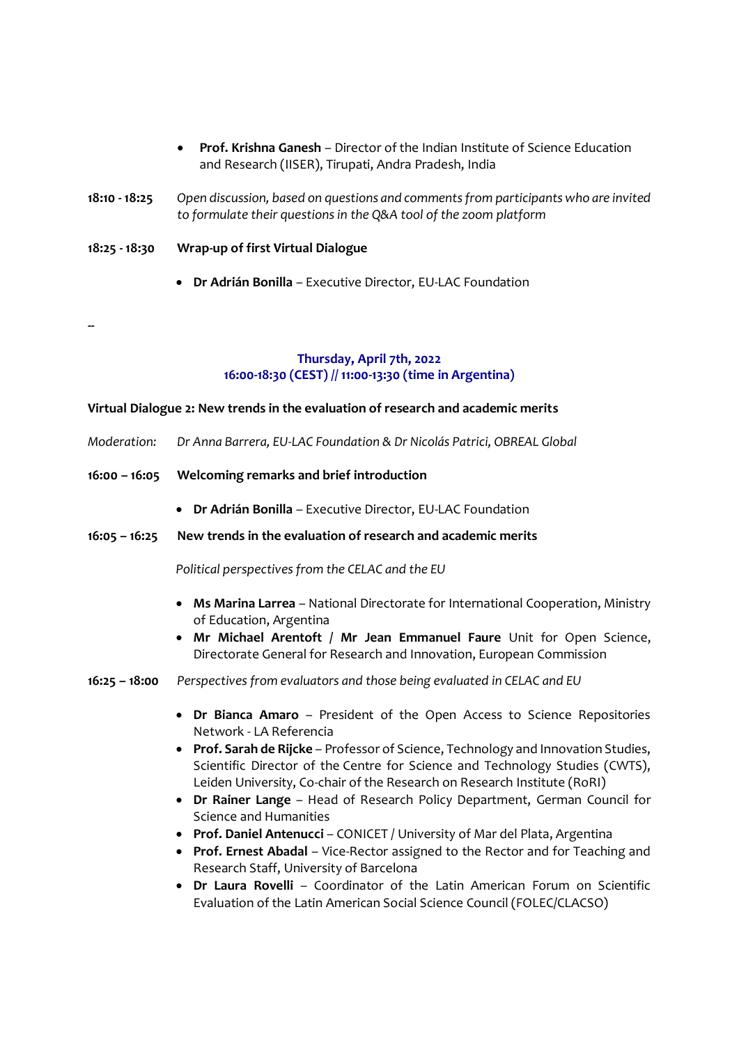- **Prof. Krishna Ganesh** – Director of the Indian Institute of Science Education and Research (IISER), Tirupati, Andra Pradesh, India

**18:10 - 18:25** *Open discussion, based on questions and comments from participants who are invited to formulate their questions in the Q&A tool of the zoom platform*

**18:25 - 18:30** **Wrap-up of first Virtual Dialogue**

- **Dr Adrián Bonilla** – Executive Director, EU-LAC Foundation

--

## Thursday, April 7th, 2022
## 16:00-18:30 (CEST) // 11:00-13:30 (time in Argentina)

**Virtual Dialogue 2: New trends in the evaluation of research and academic merits**

*Moderation:* *Dr Anna Barrera, EU-LAC Foundation & Dr Nicolás Patrici, OBREAL Global*

**16:00 – 16:05** **Welcoming remarks and brief introduction**

- **Dr Adrián Bonilla** – Executive Director, EU-LAC Foundation

**16:05 – 16:25** **New trends in the evaluation of research and academic merits**

*Political perspectives from the CELAC and the EU*

- **Ms Marina Larrea** – National Directorate for International Cooperation, Ministry of Education, Argentina
- **Mr Michael Arentoft / Mr Jean Emmanuel Faure** Unit for Open Science, Directorate General for Research and Innovation, European Commission

**16:25 – 18:00** *Perspectives from evaluators and those being evaluated in CELAC and EU*

- **Dr Bianca Amaro** – President of the Open Access to Science Repositories Network - LA Referencia
- **Prof. Sarah de Rijcke** – Professor of Science, Technology and Innovation Studies, Scientific Director of the Centre for Science and Technology Studies (CWTS), Leiden University, Co-chair of the Research on Research Institute (RoRI)
- **Dr Rainer Lange** – Head of Research Policy Department, German Council for Science and Humanities
- **Prof. Daniel Antenucci** – CONICET / University of Mar del Plata, Argentina
- **Prof. Ernest Abadal** – Vice-Rector assigned to the Rector and for Teaching and Research Staff, University of Barcelona
- **Dr Laura Rovelli** – Coordinator of the Latin American Forum on Scientific Evaluation of the Latin American Social Science Council (FOLEC/CLACSO)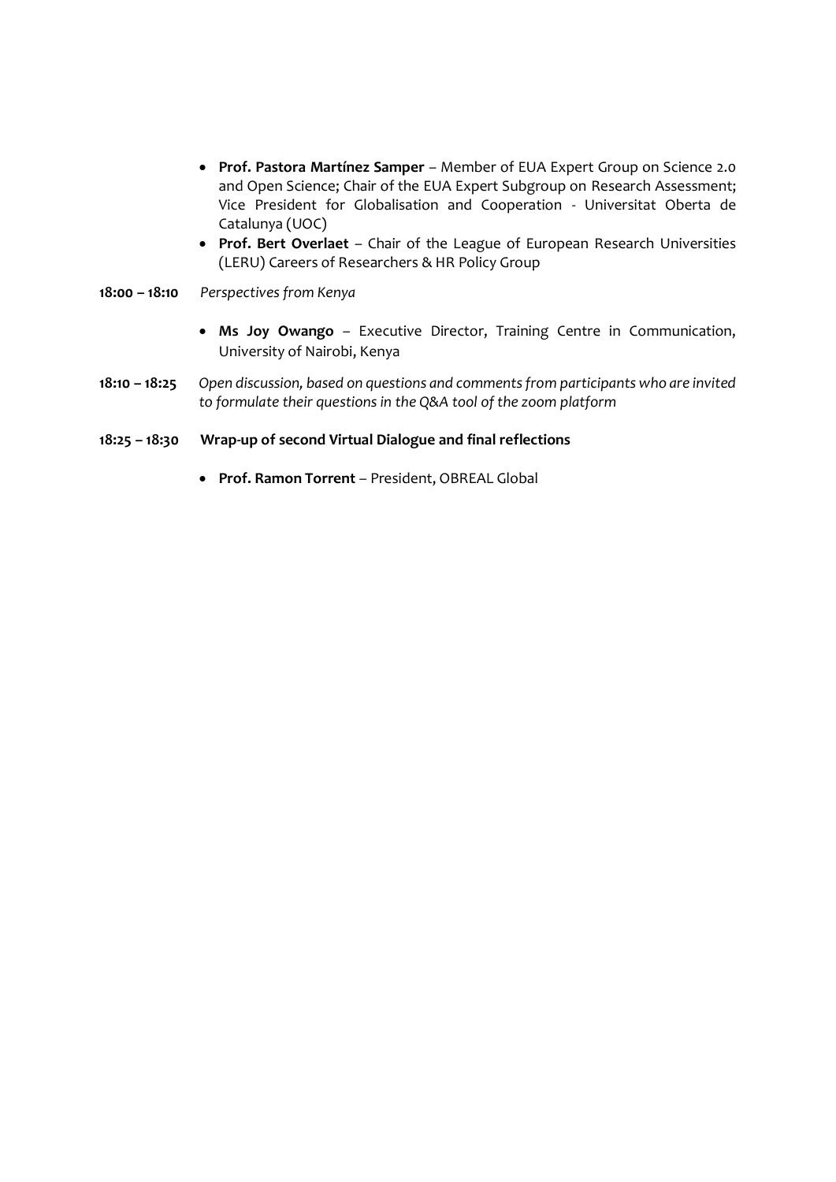- **Prof. Pastora Martínez Samper** – Member of EUA Expert Group on Science 2.0 and Open Science; Chair of the EUA Expert Subgroup on Research Assessment; Vice President for Globalisation and Cooperation - Universitat Oberta de Catalunya (UOC)
- **Prof. Bert Overlaet** – Chair of the League of European Research Universities (LERU) Careers of Researchers & HR Policy Group

**18:00 – 18:10** *Perspectives from Kenya*

- **Ms Joy Owango** – Executive Director, Training Centre in Communication, University of Nairobi, Kenya

**18:10 – 18:25** *Open discussion, based on questions and comments from participants who are invited to formulate their questions in the Q&A tool of the zoom platform*

**18:25 – 18:30 Wrap-up of second Virtual Dialogue and final reflections**

- **Prof. Ramon Torrent** – President, OBREAL Global